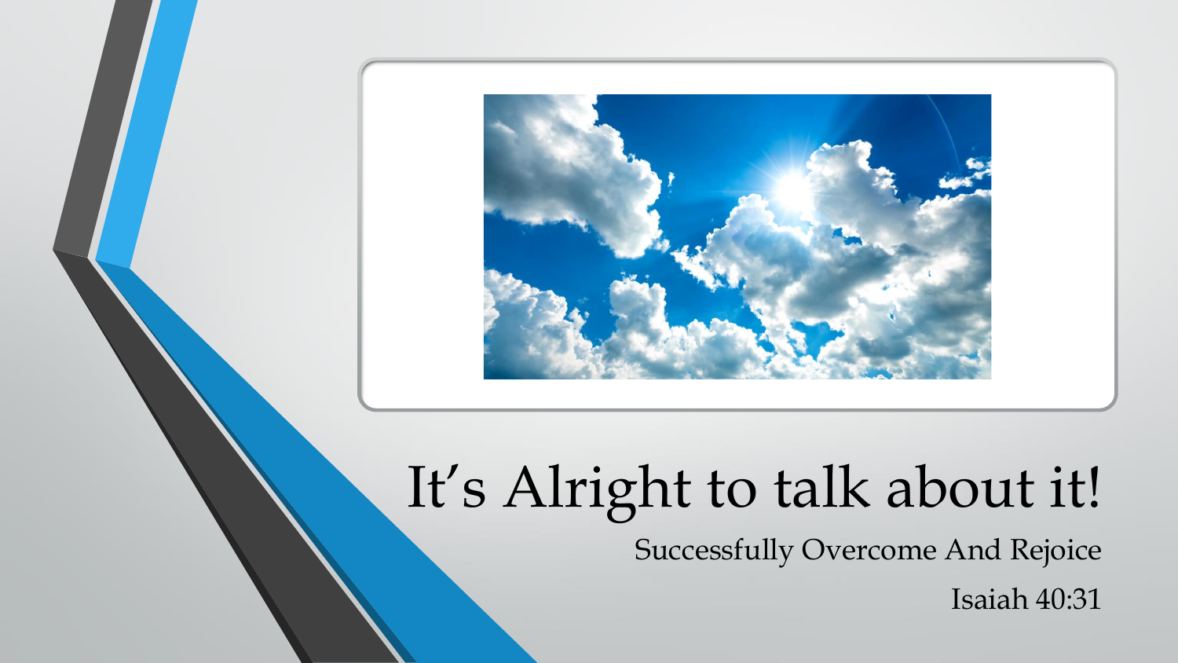# It's Alright to talk about it!

Successfully Overcome And Rejoice

Isaiah 40:31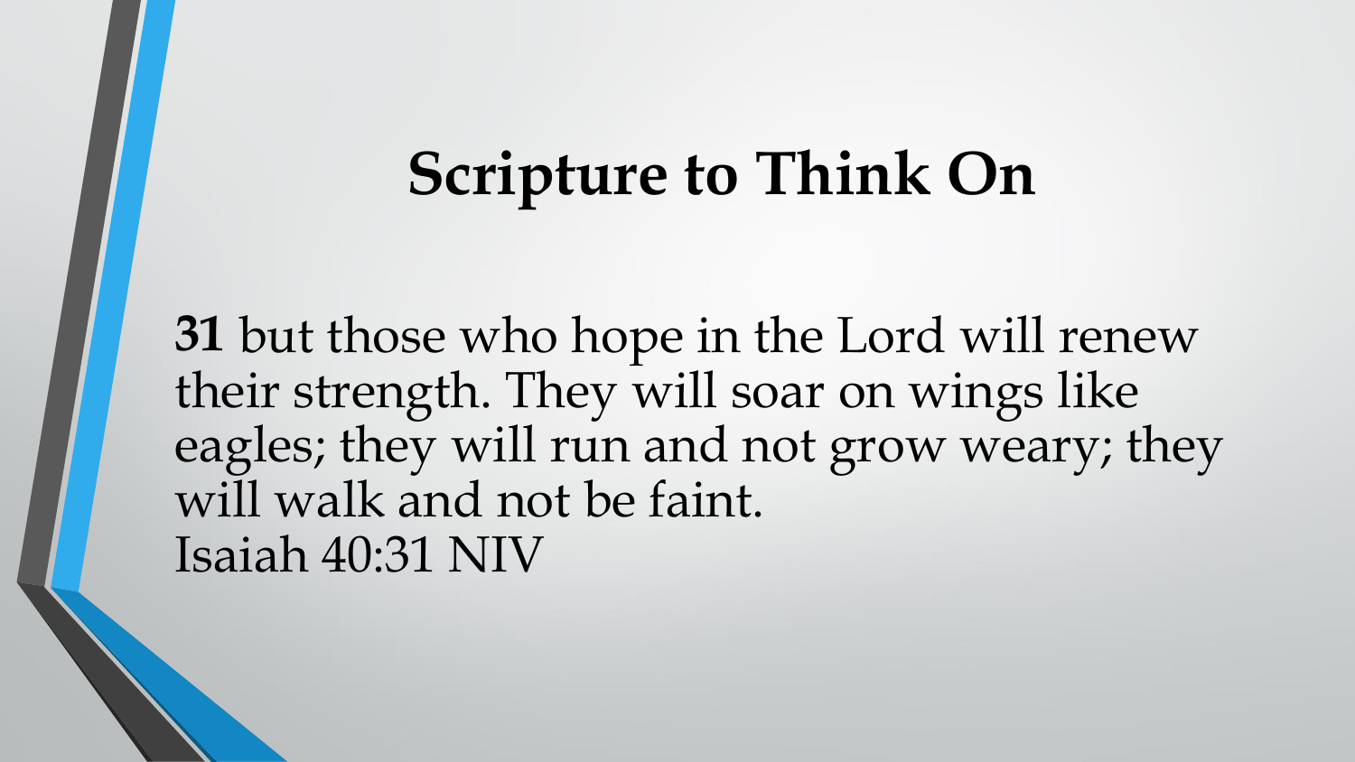# Scripture to Think On

**31** but those who hope in the Lord will renew their strength. They will soar on wings like eagles; they will run and not grow weary; they will walk and not be faint.
Isaiah 40:31 NIV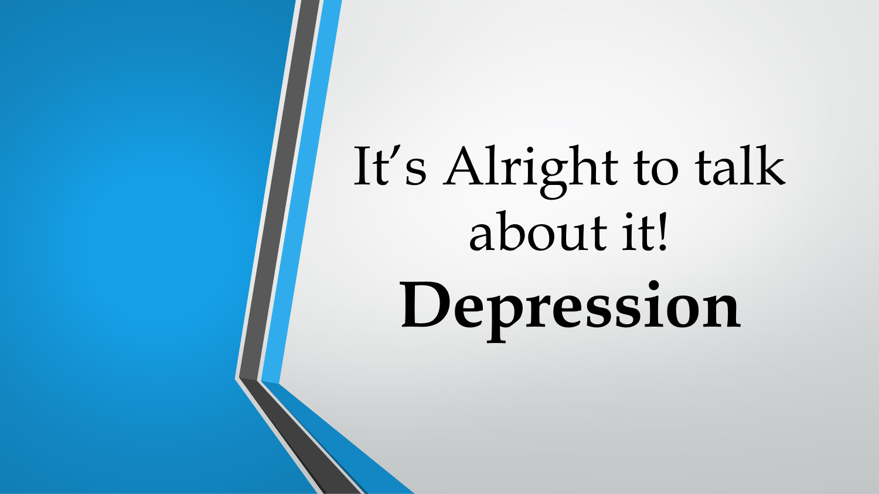# It’s Alright to talk about it!

# **Depression**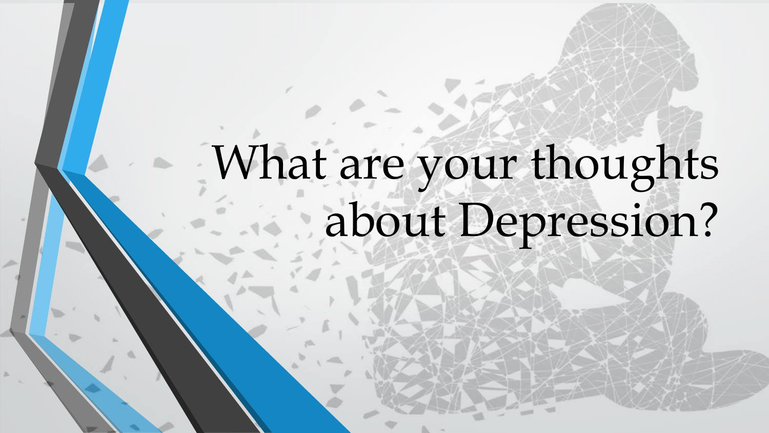# What are your thoughts about Depression?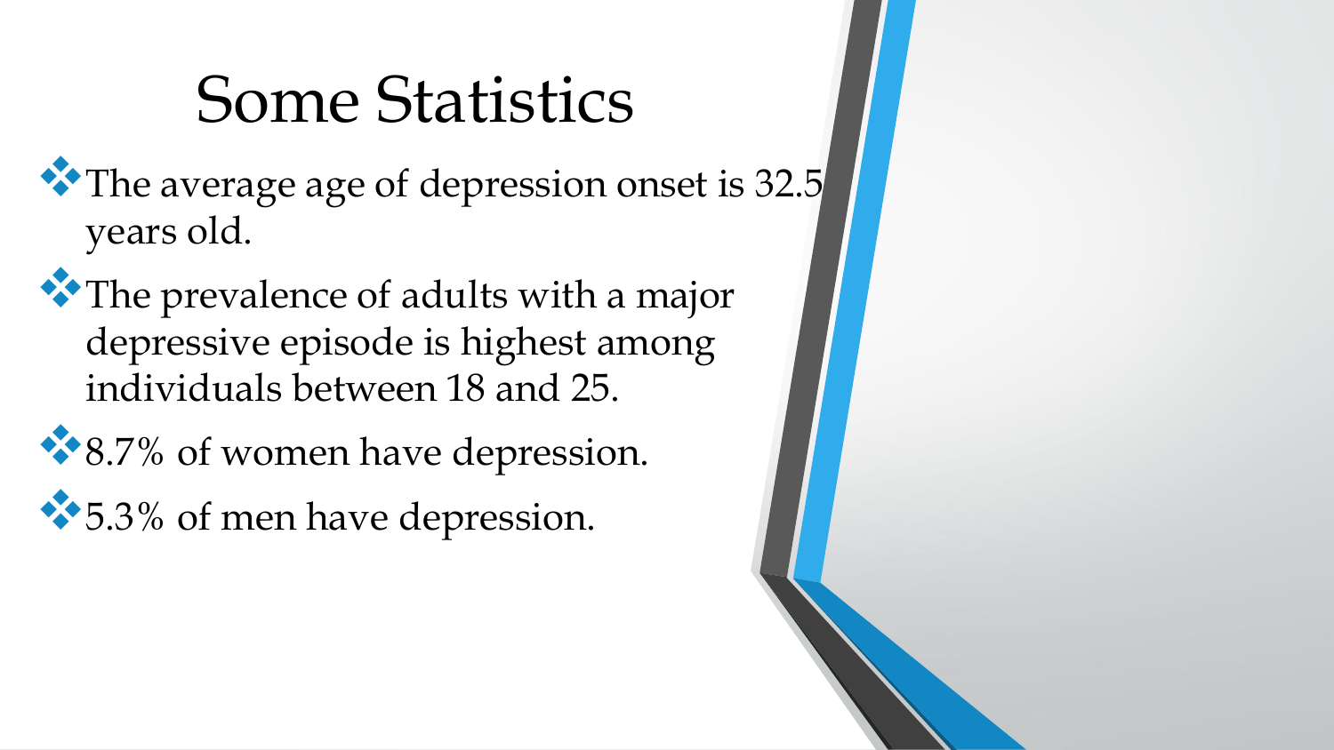# Some Statistics

- The average age of depression onset is 32.5 years old.
- The prevalence of adults with a major depressive episode is highest among individuals between 18 and 25.
- 8.7% of women have depression.
- 5.3% of men have depression.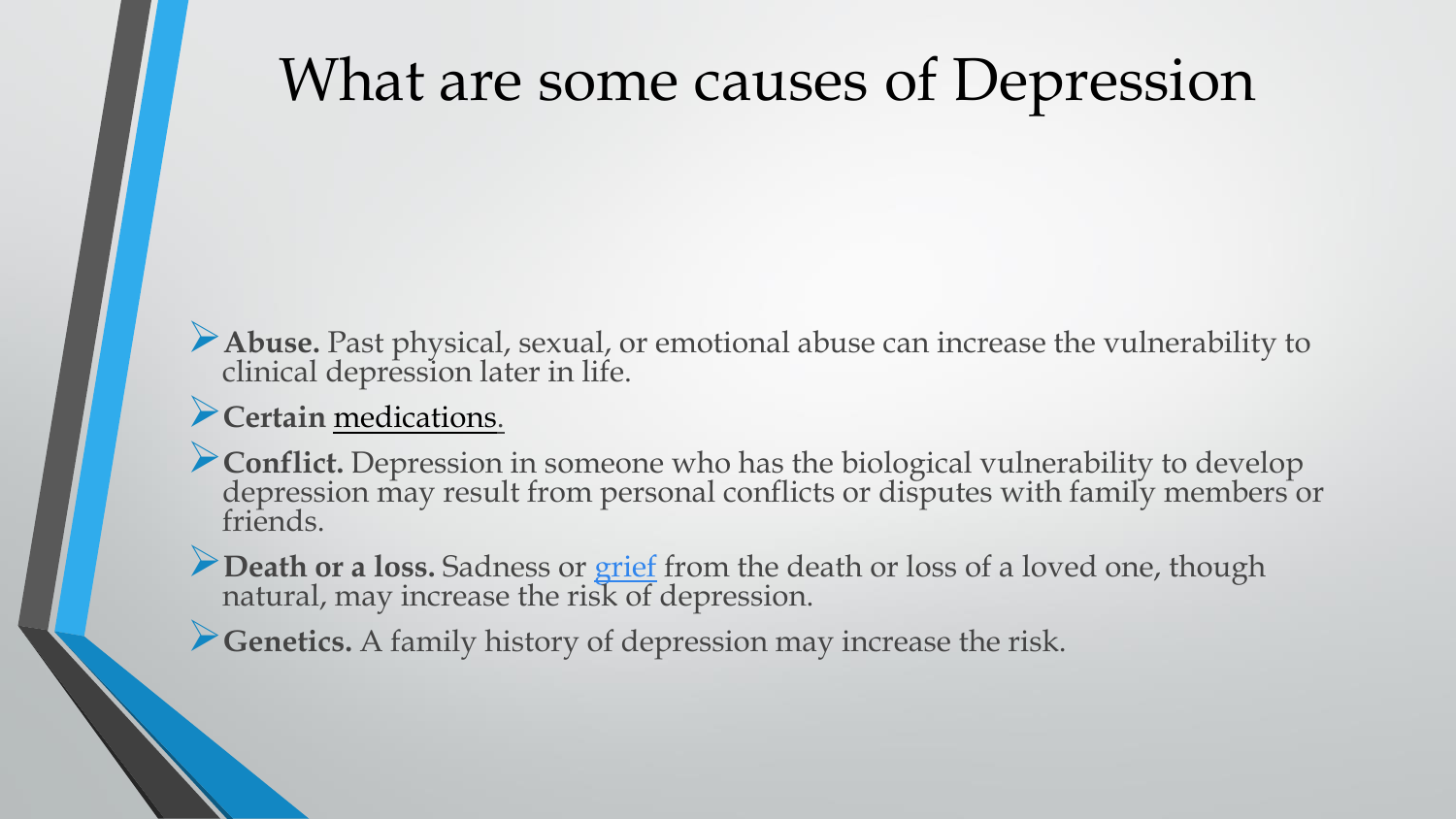# What are some causes of Depression

- **Abuse.** Past physical, sexual, or emotional abuse can increase the vulnerability to clinical depression later in life.
- **Certain** medications.
- **Conflict.** Depression in someone who has the biological vulnerability to develop depression may result from personal conflicts or disputes with family members or friends.
- **Death or a loss.** Sadness or grief from the death or loss of a loved one, though natural, may increase the risk of depression.
- **Genetics.** A family history of depression may increase the risk.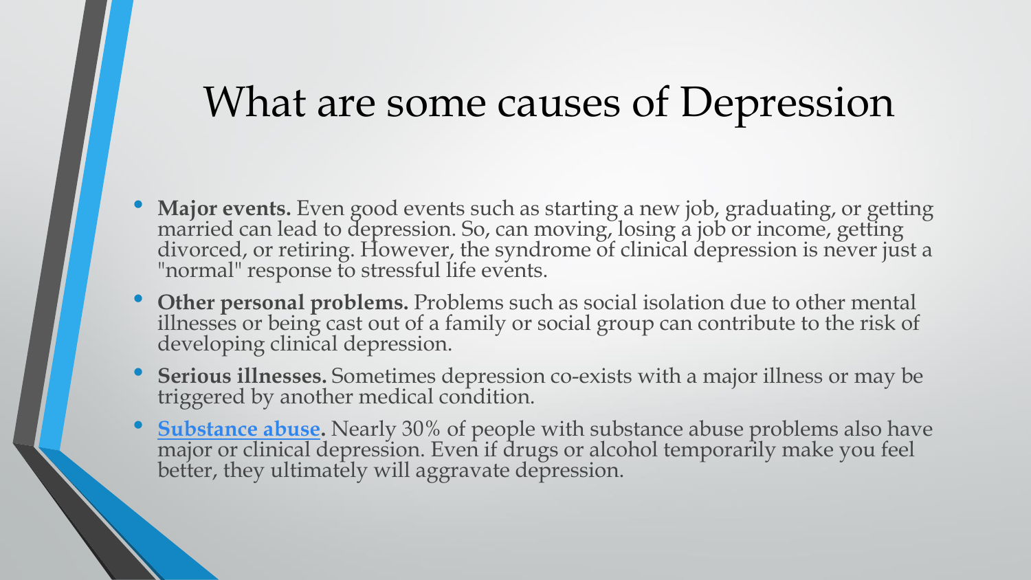# What are some causes of Depression

- **Major events.** Even good events such as starting a new job, graduating, or getting married can lead to depression. So, can moving, losing a job or income, getting divorced, or retiring. However, the syndrome of clinical depression is never just a "normal" response to stressful life events.
- **Other personal problems.** Problems such as social isolation due to other mental illnesses or being cast out of a family or social group can contribute to the risk of developing clinical depression.
- **Serious illnesses.** Sometimes depression co-exists with a major illness or may be triggered by another medical condition.
- **Substance abuse.** Nearly 30% of people with substance abuse problems also have major or clinical depression. Even if drugs or alcohol temporarily make you feel better, they ultimately will aggravate depression.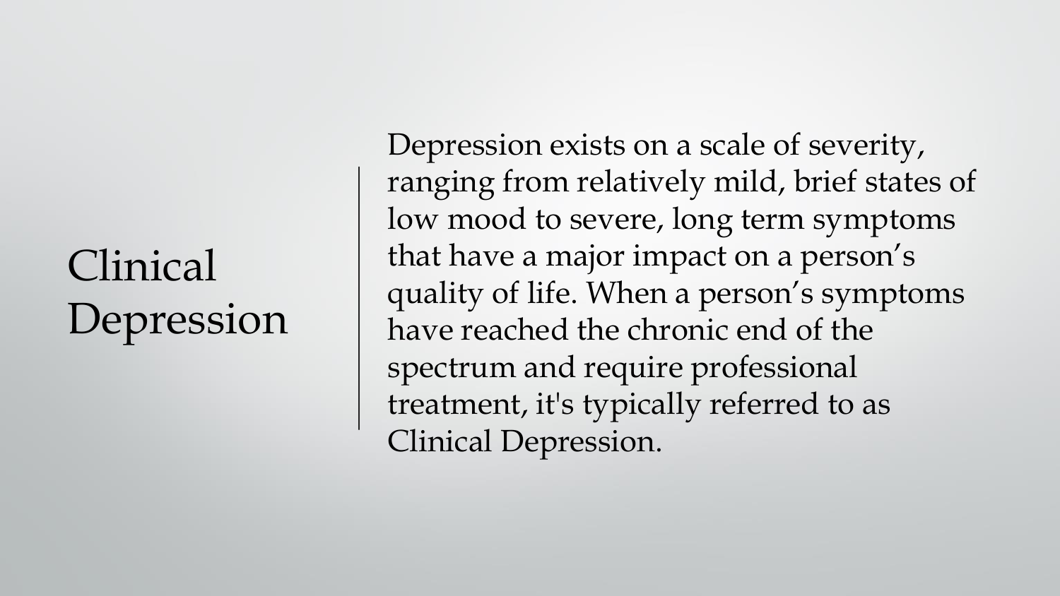# Clinical Depression

Depression exists on a scale of severity, ranging from relatively mild, brief states of low mood to severe, long term symptoms that have a major impact on a person's quality of life. When a person's symptoms have reached the chronic end of the spectrum and require professional treatment, it's typically referred to as Clinical Depression.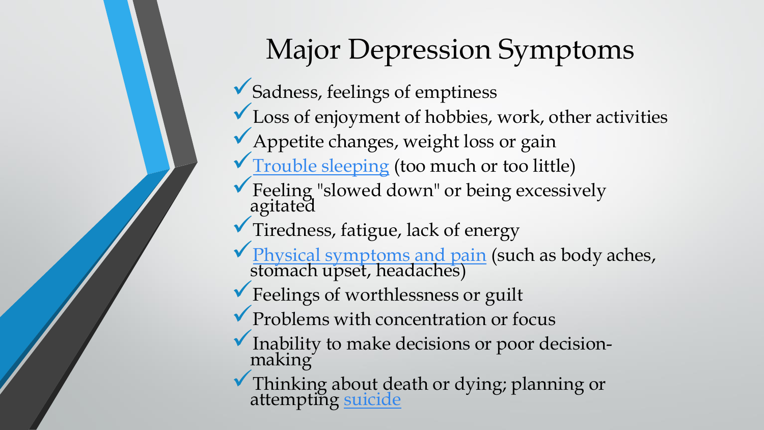# Major Depression Symptoms

- ✓ Sadness, feelings of emptiness
- ✓ Loss of enjoyment of hobbies, work, other activities
- ✓ Appetite changes, weight loss or gain
- ✓ Trouble sleeping (too much or too little)
- ✓ Feeling "slowed down" or being excessively agitated
- ✓ Tiredness, fatigue, lack of energy
- ✓ Physical symptoms and pain (such as body aches, stomach upset, headaches)
- ✓ Feelings of worthlessness or guilt
- ✓ Problems with concentration or focus
- ✓ Inability to make decisions or poor decision-making
- ✓ Thinking about death or dying; planning or attempting suicide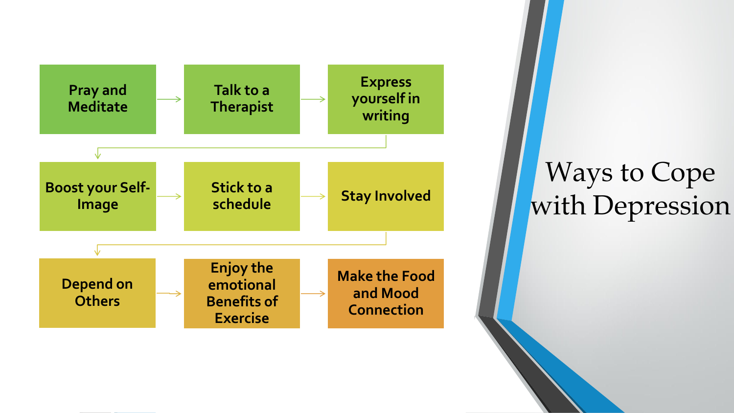# Ways to Cope with Depression

1. Pray and Meditate
2. Talk to a Therapist
3. Express yourself in writing
4. Boost your Self-Image
5. Stick to a schedule
6. Stay Involved
7. Depend on Others
8. Enjoy the emotional Benefits of Exercise
9. Make the Food and Mood Connection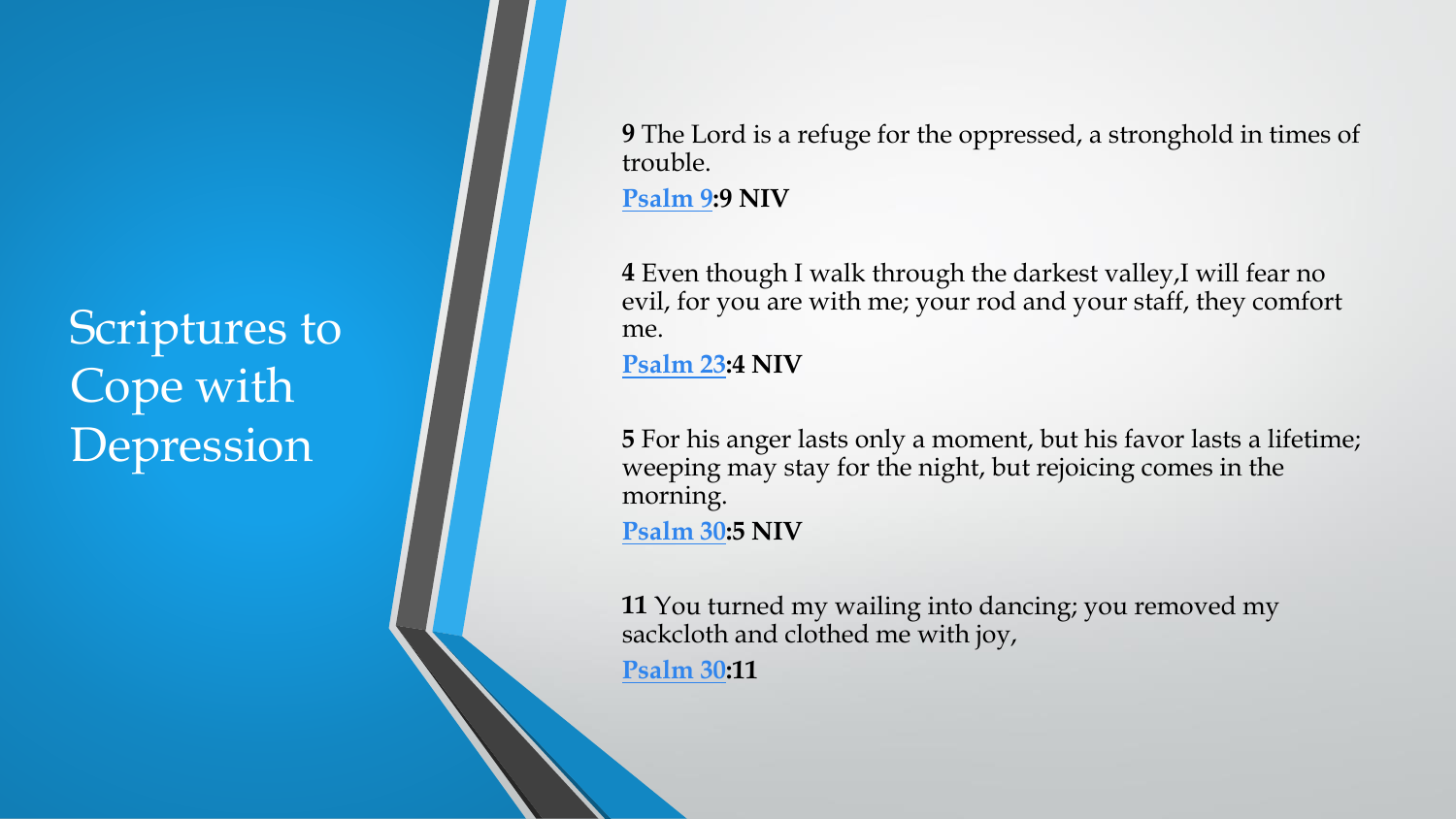# Scriptures to Cope with Depression

**9** The Lord is a refuge for the oppressed, a stronghold in times of trouble.

**Psalm 9:9 NIV**

**4** Even though I walk through the darkest valley,I will fear no evil, for you are with me; your rod and your staff, they comfort me.

**Psalm 23:4 NIV**

**5** For his anger lasts only a moment, but his favor lasts a lifetime; weeping may stay for the night, but rejoicing comes in the morning.

**Psalm 30:5 NIV**

**11** You turned my wailing into dancing; you removed my sackcloth and clothed me with joy,

**Psalm 30:11**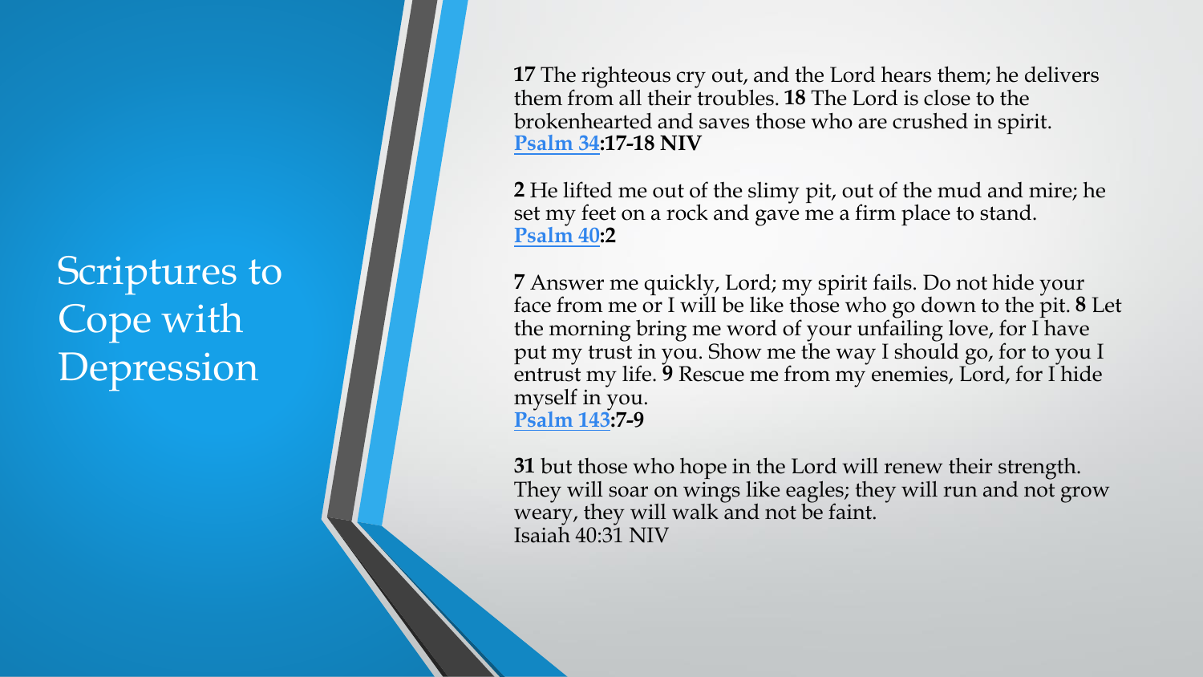# Scriptures to Cope with Depression

**17** The righteous cry out, and the Lord hears them; he delivers them from all their troubles. **18** The Lord is close to the brokenhearted and saves those who are crushed in spirit.
**Psalm 34:17-18 NIV**

**2** He lifted me out of the slimy pit, out of the mud and mire; he set my feet on a rock and gave me a firm place to stand.
**Psalm 40:2**

**7** Answer me quickly, Lord; my spirit fails. Do not hide your face from me or I will be like those who go down to the pit. **8** Let the morning bring me word of your unfailing love, for I have put my trust in you. Show me the way I should go, for to you I entrust my life. **9** Rescue me from my enemies, Lord, for I hide myself in you.
**Psalm 143:7-9**

**31** but those who hope in the Lord will renew their strength. They will soar on wings like eagles; they will run and not grow weary, they will walk and not be faint.
Isaiah 40:31 NIV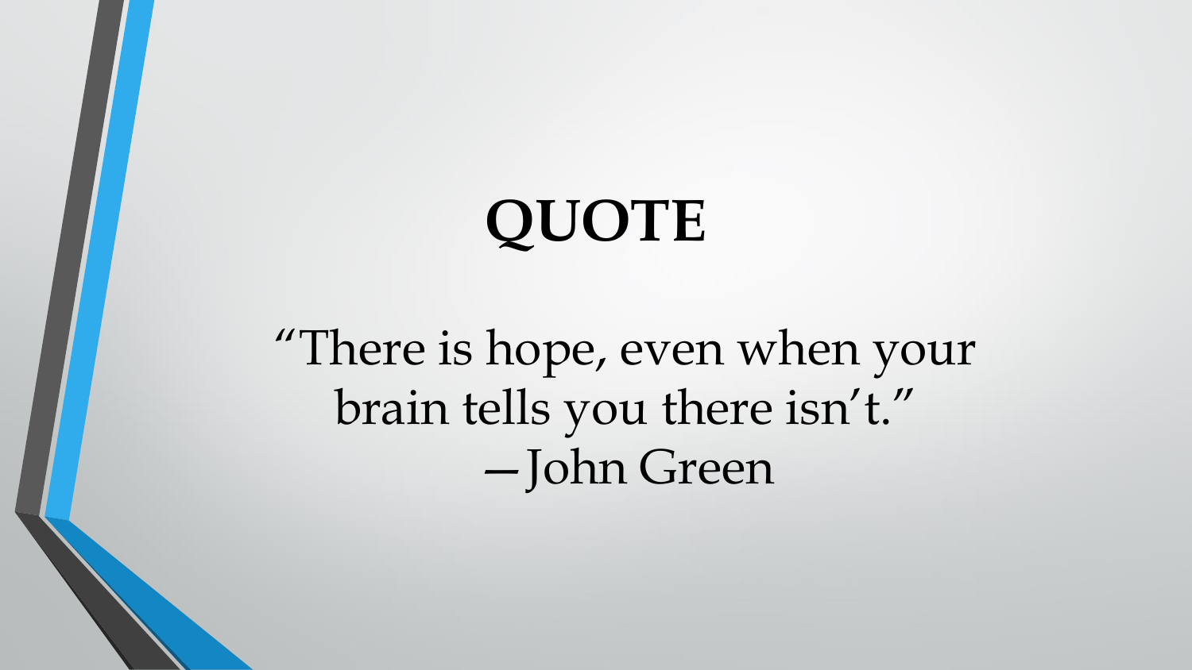# QUOTE

"There is hope, even when your brain tells you there isn't."
—John Green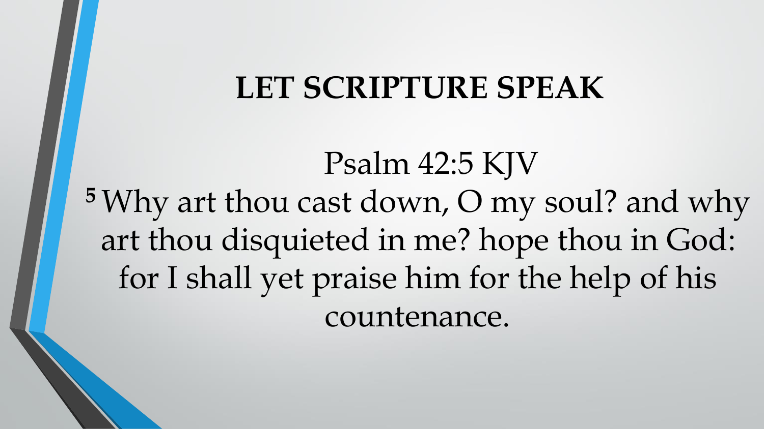# LET SCRIPTURE SPEAK

Psalm 42:5 KJV

[5] Why art thou cast down, O my soul? and why art thou disquieted in me? hope thou in God: for I shall yet praise him for the help of his countenance.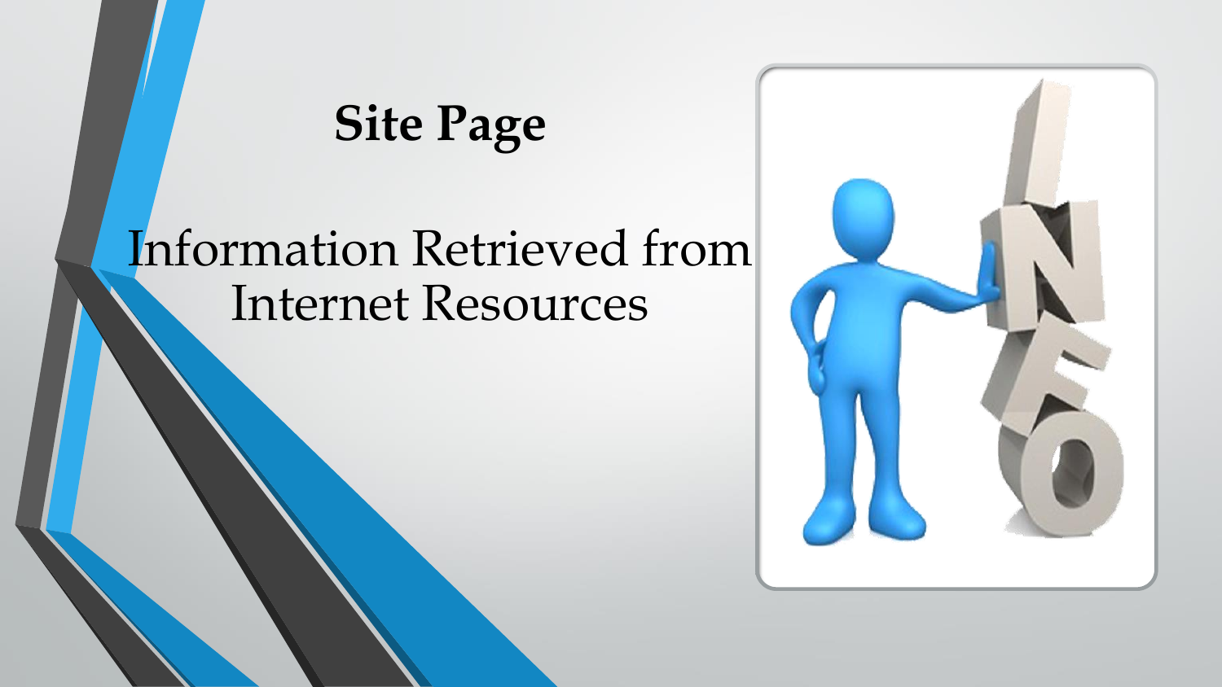# Site Page

Information Retrieved from Internet Resources